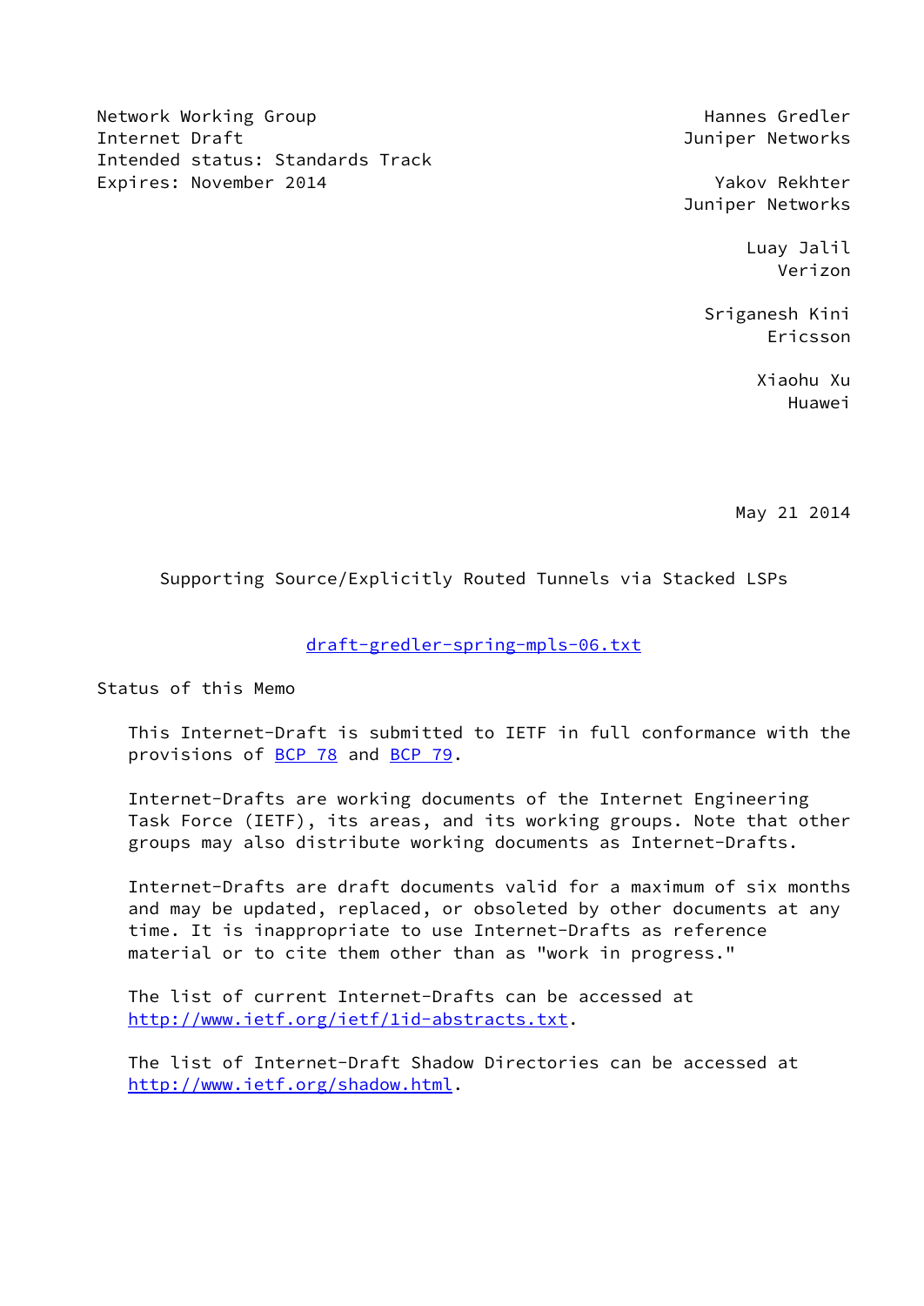Network Working Group
Internet Draft
Intended status: Standards Track
Expires: November 2014

Hannes Gredler
Juniper Networks

Yakov Rekhter
Juniper Networks

Luay Jalil
Verizon

Sriganesh Kini
Ericsson

Xiaohu Xu
Huawei

May 21 2014

# Supporting Source/Explicitly Routed Tunnels via Stacked LSPs

draft-gredler-spring-mpls-06.txt

## Status of this Memo

This Internet-Draft is submitted to IETF in full conformance with the provisions of BCP 78 and BCP 79.

Internet-Drafts are working documents of the Internet Engineering Task Force (IETF), its areas, and its working groups. Note that other groups may also distribute working documents as Internet-Drafts.

Internet-Drafts are draft documents valid for a maximum of six months and may be updated, replaced, or obsoleted by other documents at any time. It is inappropriate to use Internet-Drafts as reference material or to cite them other than as "work in progress."

The list of current Internet-Drafts can be accessed at http://www.ietf.org/ietf/1id-abstracts.txt.

The list of Internet-Draft Shadow Directories can be accessed at http://www.ietf.org/shadow.html.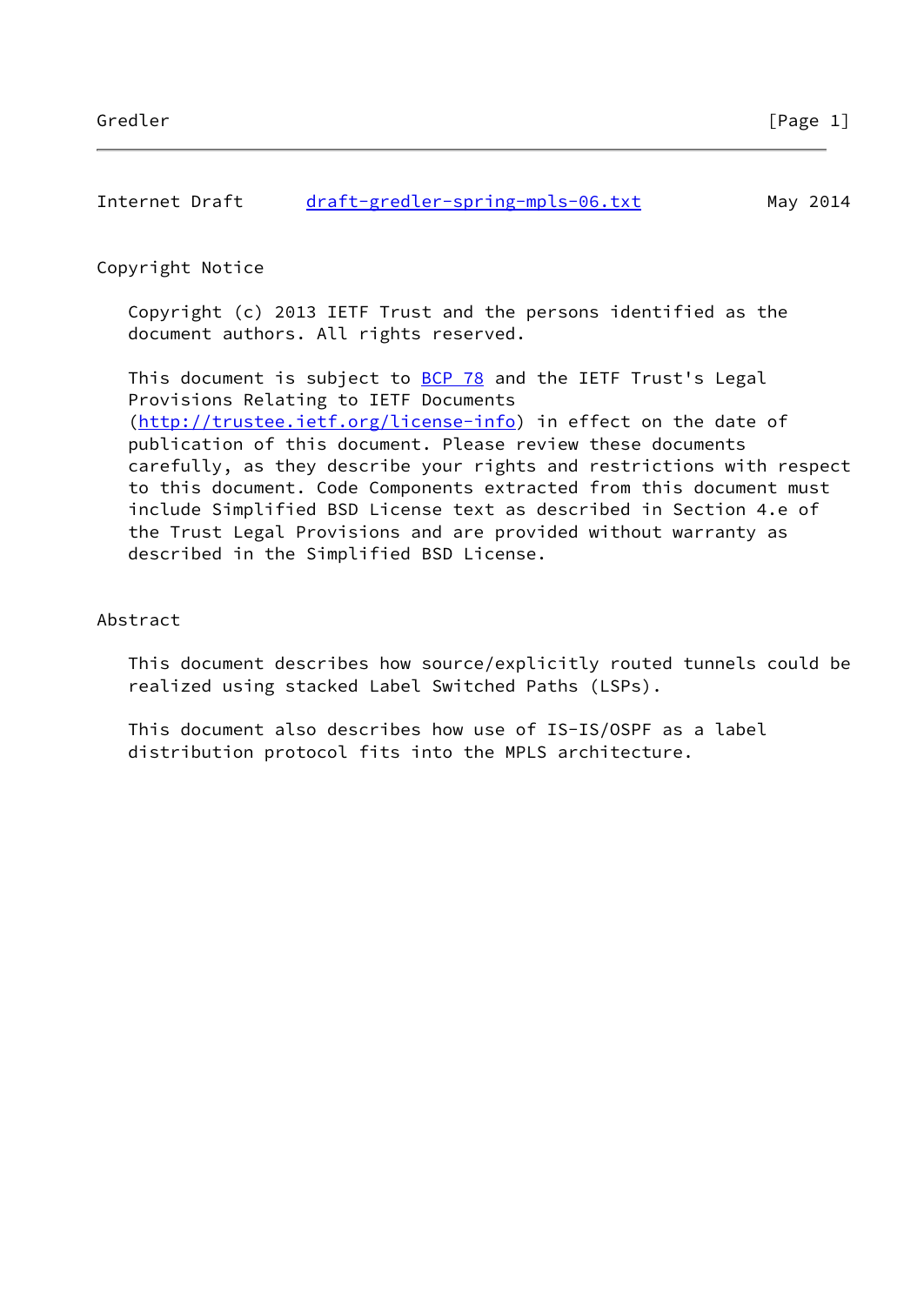## Copyright Notice

Copyright (c) 2013 IETF Trust and the persons identified as the document authors. All rights reserved.

This document is subject to BCP 78 and the IETF Trust's Legal Provisions Relating to IETF Documents (http://trustee.ietf.org/license-info) in effect on the date of publication of this document. Please review these documents carefully, as they describe your rights and restrictions with respect to this document. Code Components extracted from this document must include Simplified BSD License text as described in Section 4.e of the Trust Legal Provisions and are provided without warranty as described in the Simplified BSD License.

## Abstract

This document describes how source/explicitly routed tunnels could be realized using stacked Label Switched Paths (LSPs).

This document also describes how use of IS-IS/OSPF as a label distribution protocol fits into the MPLS architecture.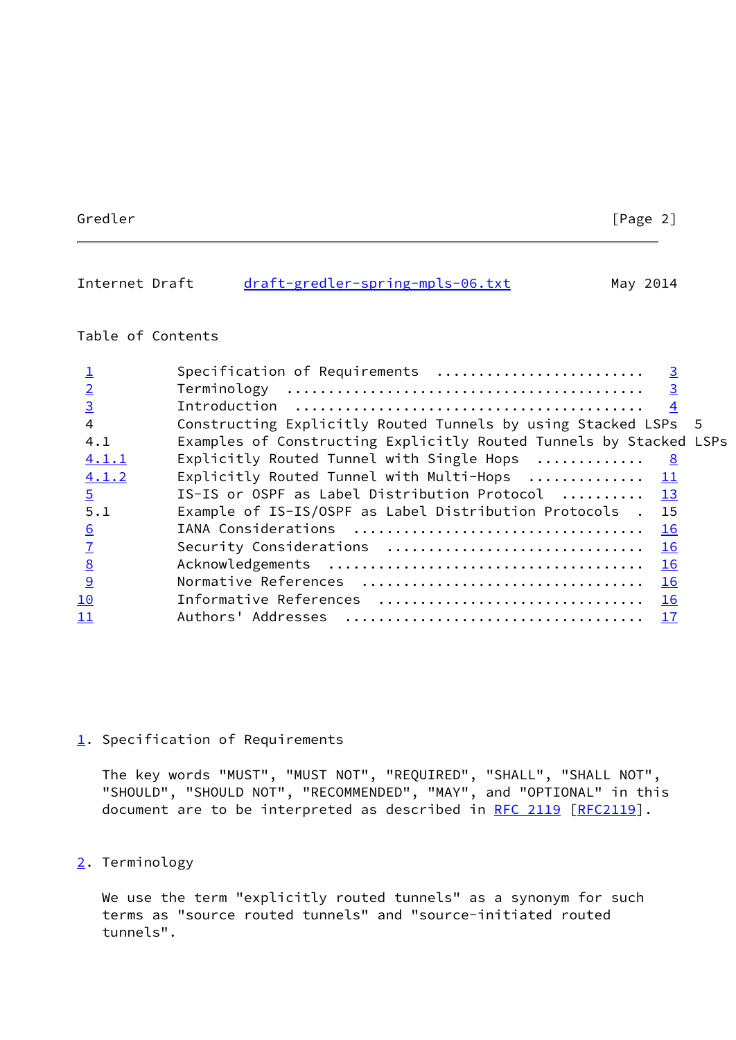Internet Draft draft-gredler-spring-mpls-06.txt May 2014

Table of Contents

| | | |
|---|---|---|
| 1 | Specification of Requirements | 3 |
| 2 | Terminology | 3 |
| 3 | Introduction | 4 |
| 4 | Constructing Explicitly Routed Tunnels by using Stacked LSPs | 5 |
| 4.1 | Examples of Constructing Explicitly Routed Tunnels by Stacked LSPs | |
| 4.1.1 | Explicitly Routed Tunnel with Single Hops | 8 |
| 4.1.2 | Explicitly Routed Tunnel with Multi-Hops | 11 |
| 5 | IS-IS or OSPF as Label Distribution Protocol | 13 |
| 5.1 | Example of IS-IS/OSPF as Label Distribution Protocols | 15 |
| 6 | IANA Considerations | 16 |
| 7 | Security Considerations | 16 |
| 8 | Acknowledgements | 16 |
| 9 | Normative References | 16 |
| 10 | Informative References | 16 |
| 11 | Authors' Addresses | 17 |

## 1. Specification of Requirements

The key words "MUST", "MUST NOT", "REQUIRED", "SHALL", "SHALL NOT", "SHOULD", "SHOULD NOT", "RECOMMENDED", "MAY", and "OPTIONAL" in this document are to be interpreted as described in RFC 2119 [RFC2119].

## 2. Terminology

We use the term "explicitly routed tunnels" as a synonym for such terms as "source routed tunnels" and "source-initiated routed tunnels".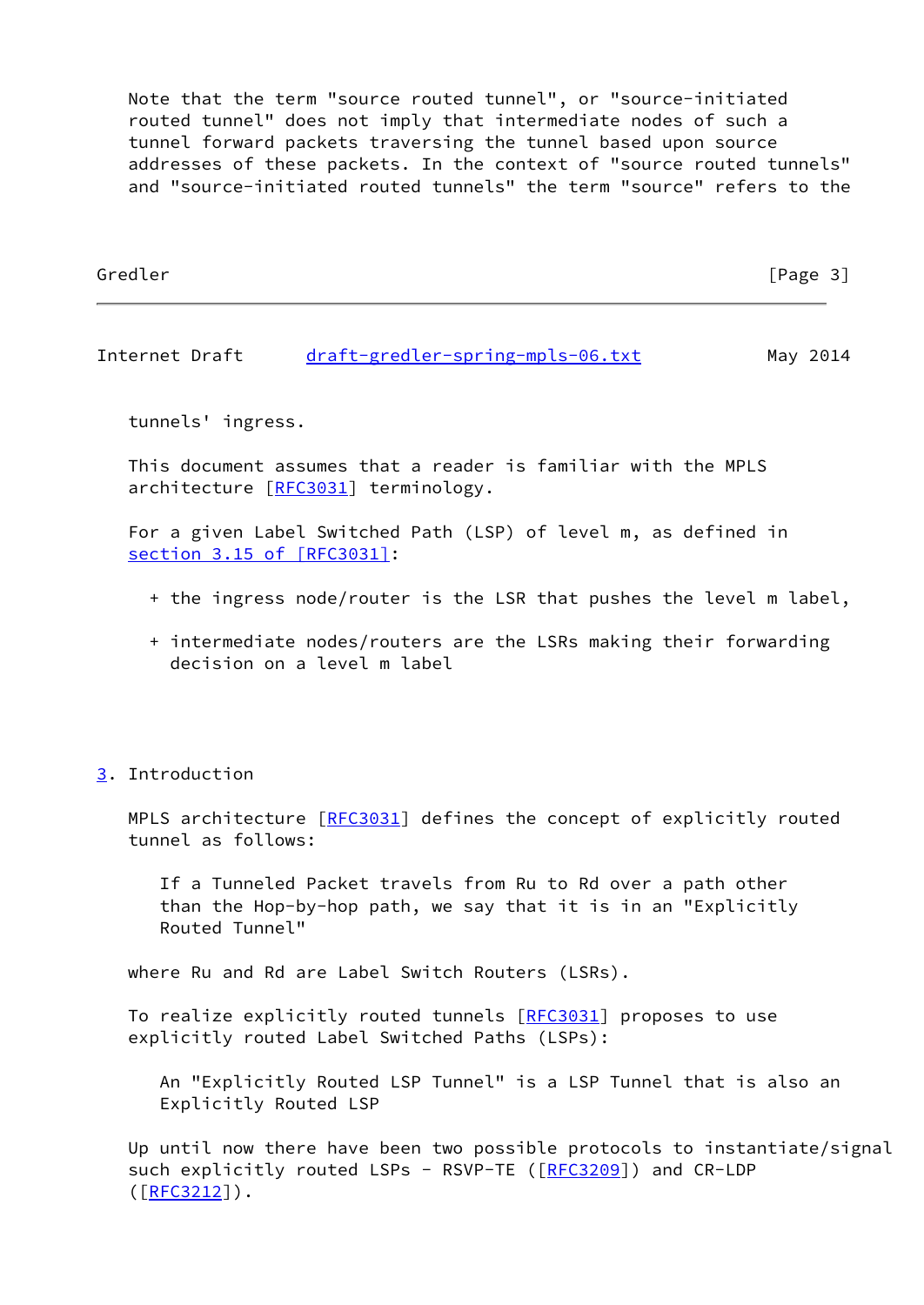Note that the term "source routed tunnel", or "source-initiated routed tunnel" does not imply that intermediate nodes of such a tunnel forward packets traversing the tunnel based upon source addresses of these packets. In the context of "source routed tunnels" and "source-initiated routed tunnels" the term "source" refers to the tunnels' ingress.

This document assumes that a reader is familiar with the MPLS architecture [RFC3031] terminology.

For a given Label Switched Path (LSP) of level m, as defined in section 3.15 of [RFC3031]:

+ the ingress node/router is the LSR that pushes the level m label,

+ intermediate nodes/routers are the LSRs making their forwarding decision on a level m label

## 3. Introduction

MPLS architecture [RFC3031] defines the concept of explicitly routed tunnel as follows:

> If a Tunneled Packet travels from Ru to Rd over a path other than the Hop-by-hop path, we say that it is in an "Explicitly Routed Tunnel"

where Ru and Rd are Label Switch Routers (LSRs).

To realize explicitly routed tunnels [RFC3031] proposes to use explicitly routed Label Switched Paths (LSPs):

> An "Explicitly Routed LSP Tunnel" is a LSP Tunnel that is also an Explicitly Routed LSP

Up until now there have been two possible protocols to instantiate/signal such explicitly routed LSPs - RSVP-TE ([RFC3209]) and CR-LDP ([RFC3212]).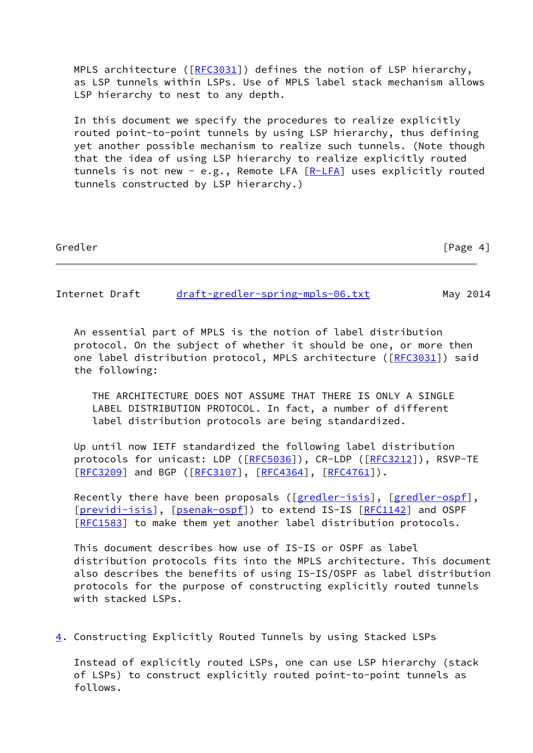MPLS architecture ([RFC3031]) defines the notion of LSP hierarchy, as LSP tunnels within LSPs. Use of MPLS label stack mechanism allows LSP hierarchy to nest to any depth.

In this document we specify the procedures to realize explicitly routed point-to-point tunnels by using LSP hierarchy, thus defining yet another possible mechanism to realize such tunnels. (Note though that the idea of using LSP hierarchy to realize explicitly routed tunnels is not new - e.g., Remote LFA [R-LFA] uses explicitly routed tunnels constructed by LSP hierarchy.)

An essential part of MPLS is the notion of label distribution protocol. On the subject of whether it should be one, or more then one label distribution protocol, MPLS architecture ([RFC3031]) said the following:

> THE ARCHITECTURE DOES NOT ASSUME THAT THERE IS ONLY A SINGLE LABEL DISTRIBUTION PROTOCOL. In fact, a number of different label distribution protocols are being standardized.

Up until now IETF standardized the following label distribution protocols for unicast: LDP ([RFC5036]), CR-LDP ([RFC3212]), RSVP-TE [RFC3209] and BGP ([RFC3107], [RFC4364], [RFC4761]).

Recently there have been proposals ([gredler-isis], [gredler-ospf], [previdi-isis], [psenak-ospf]) to extend IS-IS [RFC1142] and OSPF [RFC1583] to make them yet another label distribution protocols.

This document describes how use of IS-IS or OSPF as label distribution protocols fits into the MPLS architecture. This document also describes the benefits of using IS-IS/OSPF as label distribution protocols for the purpose of constructing explicitly routed tunnels with stacked LSPs.

## 4. Constructing Explicitly Routed Tunnels by using Stacked LSPs

Instead of explicitly routed LSPs, one can use LSP hierarchy (stack of LSPs) to construct explicitly routed point-to-point tunnels as follows.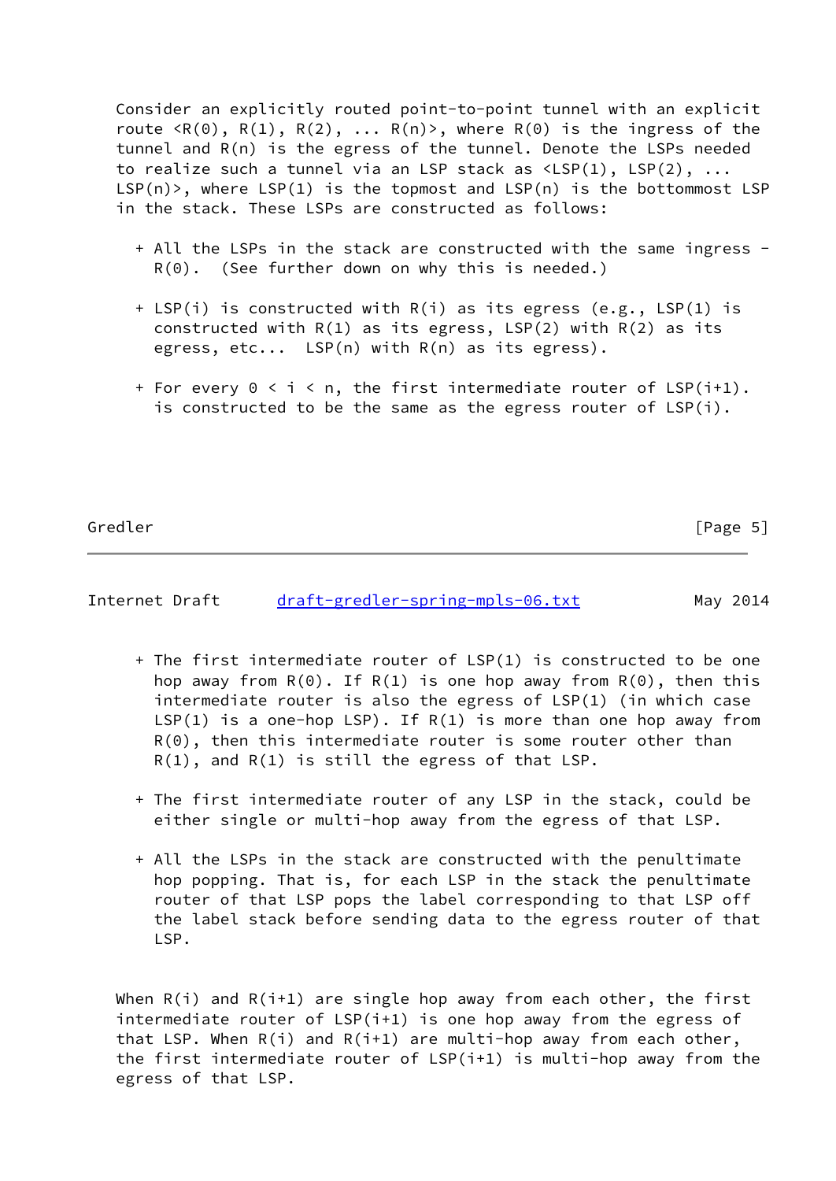Consider an explicitly routed point-to-point tunnel with an explicit route <R(0), R(1), R(2), ... R(n)>, where R(0) is the ingress of the tunnel and R(n) is the egress of the tunnel. Denote the LSPs needed to realize such a tunnel via an LSP stack as <LSP(1), LSP(2), ... LSP(n)>, where LSP(1) is the topmost and LSP(n) is the bottommost LSP in the stack. These LSPs are constructed as follows:

+ All the LSPs in the stack are constructed with the same ingress - R(0). (See further down on why this is needed.)

+ LSP(i) is constructed with R(i) as its egress (e.g., LSP(1) is constructed with R(1) as its egress, LSP(2) with R(2) as its egress, etc... LSP(n) with R(n) as its egress).

+ For every 0 < i < n, the first intermediate router of LSP(i+1). is constructed to be the same as the egress router of LSP(i).

+ The first intermediate router of LSP(1) is constructed to be one hop away from R(0). If R(1) is one hop away from R(0), then this intermediate router is also the egress of LSP(1) (in which case LSP(1) is a one-hop LSP). If R(1) is more than one hop away from R(0), then this intermediate router is some router other than R(1), and R(1) is still the egress of that LSP.

+ The first intermediate router of any LSP in the stack, could be either single or multi-hop away from the egress of that LSP.

+ All the LSPs in the stack are constructed with the penultimate hop popping. That is, for each LSP in the stack the penultimate router of that LSP pops the label corresponding to that LSP off the label stack before sending data to the egress router of that LSP.

When R(i) and R(i+1) are single hop away from each other, the first intermediate router of LSP(i+1) is one hop away from the egress of that LSP. When R(i) and R(i+1) are multi-hop away from each other, the first intermediate router of LSP(i+1) is multi-hop away from the egress of that LSP.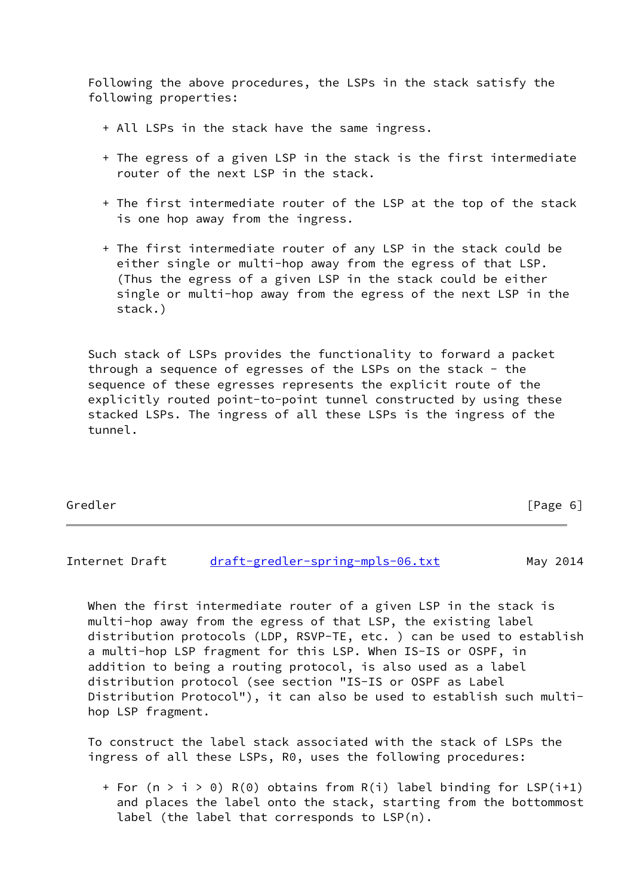Following the above procedures, the LSPs in the stack satisfy the following properties:

+ All LSPs in the stack have the same ingress.

+ The egress of a given LSP in the stack is the first intermediate router of the next LSP in the stack.

+ The first intermediate router of the LSP at the top of the stack is one hop away from the ingress.

+ The first intermediate router of any LSP in the stack could be either single or multi-hop away from the egress of that LSP. (Thus the egress of a given LSP in the stack could be either single or multi-hop away from the egress of the next LSP in the stack.)

Such stack of LSPs provides the functionality to forward a packet through a sequence of egresses of the LSPs on the stack - the sequence of these egresses represents the explicit route of the explicitly routed point-to-point tunnel constructed by using these stacked LSPs. The ingress of all these LSPs is the ingress of the tunnel.

When the first intermediate router of a given LSP in the stack is multi-hop away from the egress of that LSP, the existing label distribution protocols (LDP, RSVP-TE, etc. ) can be used to establish a multi-hop LSP fragment for this LSP. When IS-IS or OSPF, in addition to being a routing protocol, is also used as a label distribution protocol (see section "IS-IS or OSPF as Label Distribution Protocol"), it can also be used to establish such multi-hop LSP fragment.

To construct the label stack associated with the stack of LSPs the ingress of all these LSPs, R0, uses the following procedures:

+ For $(n > i > 0)$ R(0) obtains from R(i) label binding for LSP(i+1) and places the label onto the stack, starting from the bottommost label (the label that corresponds to LSP(n).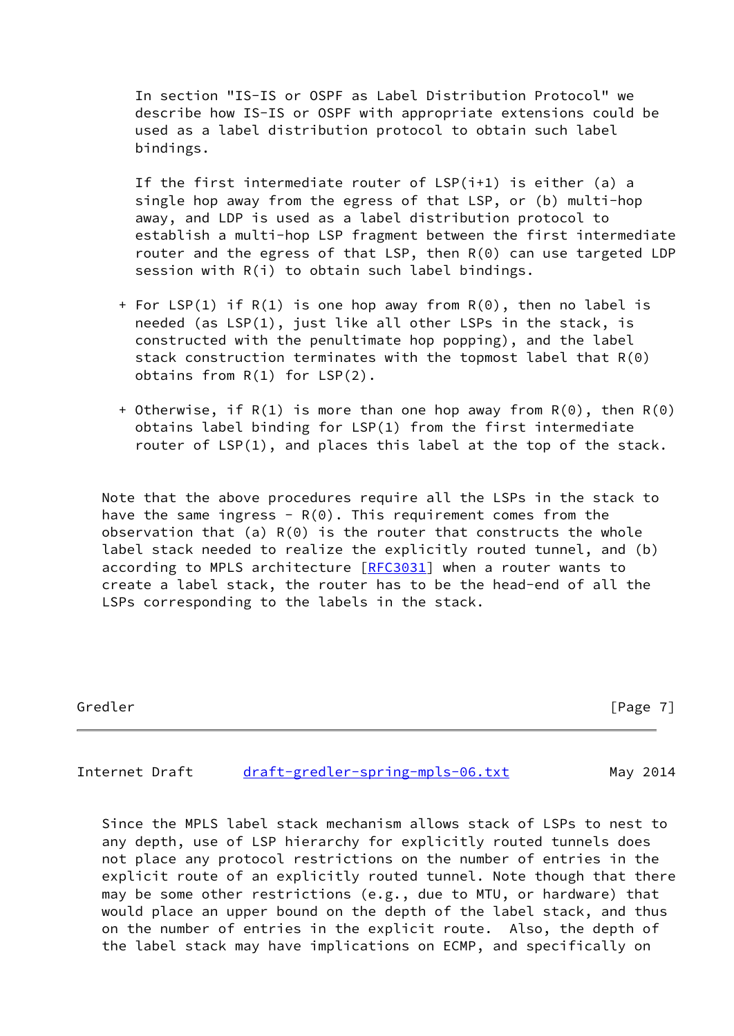In section "IS-IS or OSPF as Label Distribution Protocol" we describe how IS-IS or OSPF with appropriate extensions could be used as a label distribution protocol to obtain such label bindings.

If the first intermediate router of LSP(i+1) is either (a) a single hop away from the egress of that LSP, or (b) multi-hop away, and LDP is used as a label distribution protocol to establish a multi-hop LSP fragment between the first intermediate router and the egress of that LSP, then R(0) can use targeted LDP session with R(i) to obtain such label bindings.

+ For LSP(1) if R(1) is one hop away from R(0), then no label is needed (as LSP(1), just like all other LSPs in the stack, is constructed with the penultimate hop popping), and the label stack construction terminates with the topmost label that R(0) obtains from R(1) for LSP(2).

+ Otherwise, if R(1) is more than one hop away from R(0), then R(0) obtains label binding for LSP(1) from the first intermediate router of LSP(1), and places this label at the top of the stack.

Note that the above procedures require all the LSPs in the stack to have the same ingress - R(0). This requirement comes from the observation that (a) R(0) is the router that constructs the whole label stack needed to realize the explicitly routed tunnel, and (b) according to MPLS architecture [RFC3031] when a router wants to create a label stack, the router has to be the head-end of all the LSPs corresponding to the labels in the stack.

Since the MPLS label stack mechanism allows stack of LSPs to nest to any depth, use of LSP hierarchy for explicitly routed tunnels does not place any protocol restrictions on the number of entries in the explicit route of an explicitly routed tunnel. Note though that there may be some other restrictions (e.g., due to MTU, or hardware) that would place an upper bound on the depth of the label stack, and thus on the number of entries in the explicit route. Also, the depth of the label stack may have implications on ECMP, and specifically on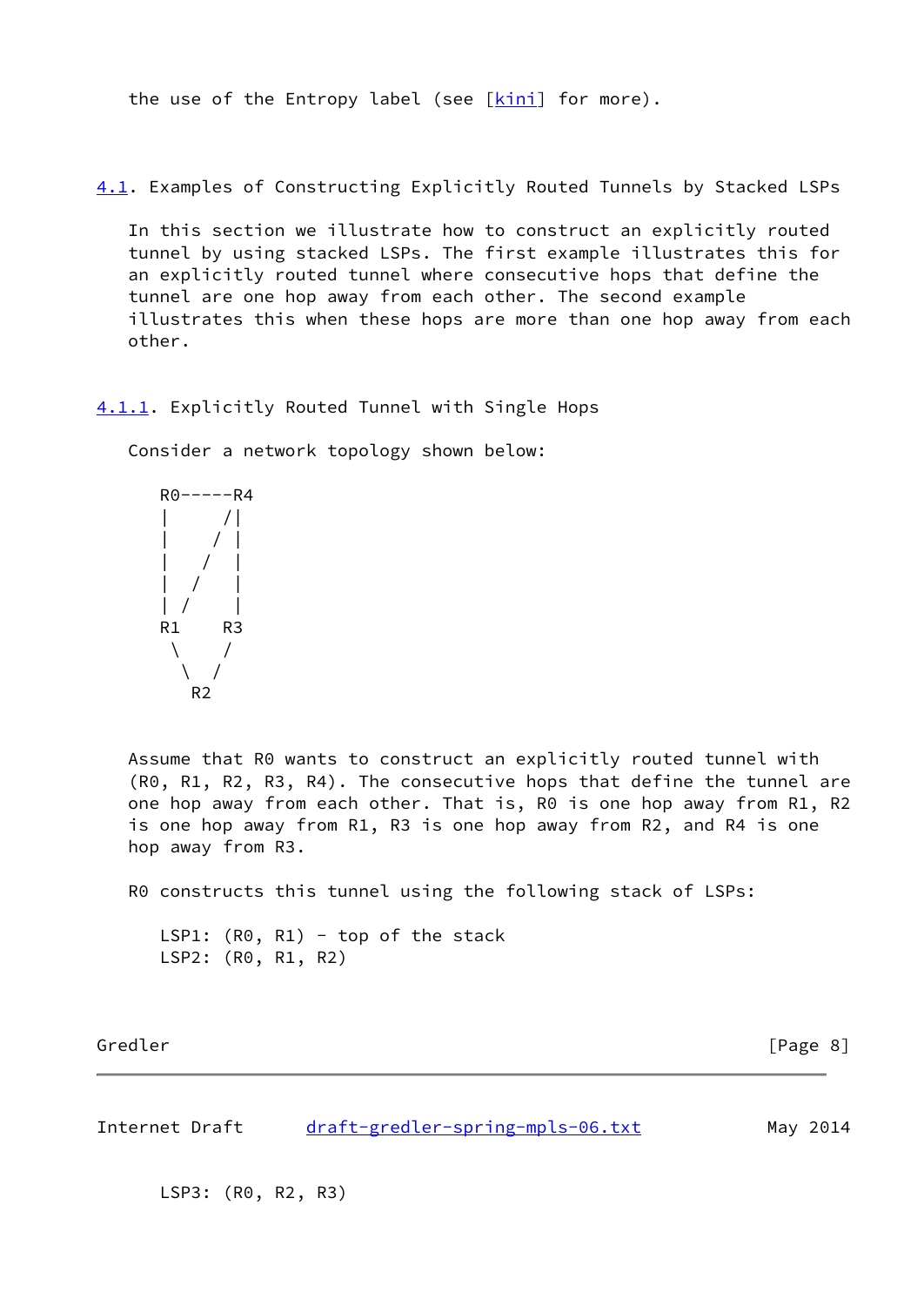the use of the Entropy label (see [kini] for more).

### 4.1. Examples of Constructing Explicitly Routed Tunnels by Stacked LSPs

In this section we illustrate how to construct an explicitly routed tunnel by using stacked LSPs. The first example illustrates this for an explicitly routed tunnel where consecutive hops that define the tunnel are one hop away from each other. The second example illustrates this when these hops are more than one hop away from each other.

#### 4.1.1. Explicitly Routed Tunnel with Single Hops

Consider a network topology shown below:

```
R0-----R4
|     /|
|    / |
|   /  |
|  /   |
| /    |
R1    R3
 \    /
  \  /
   R2
```

Assume that R0 wants to construct an explicitly routed tunnel with (R0, R1, R2, R3, R4). The consecutive hops that define the tunnel are one hop away from each other. That is, R0 is one hop away from R1, R2 is one hop away from R1, R3 is one hop away from R2, and R4 is one hop away from R3.

R0 constructs this tunnel using the following stack of LSPs:

```
LSP1: (R0, R1) - top of the stack
LSP2: (R0, R1, R2)
LSP3: (R0, R2, R3)
```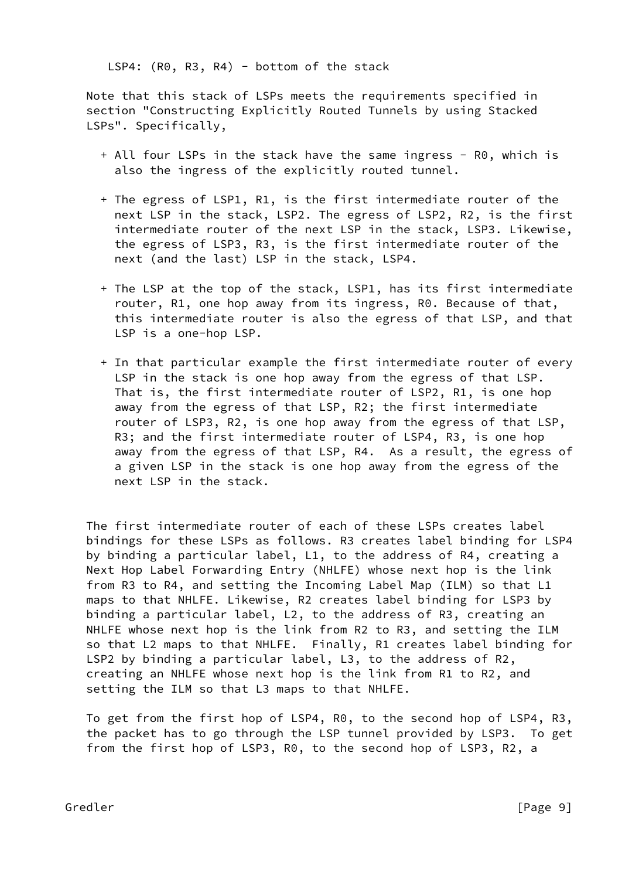LSP4: (R0, R3, R4) - bottom of the stack

Note that this stack of LSPs meets the requirements specified in section "Constructing Explicitly Routed Tunnels by using Stacked LSPs". Specifically,

+ All four LSPs in the stack have the same ingress - R0, which is also the ingress of the explicitly routed tunnel.

+ The egress of LSP1, R1, is the first intermediate router of the next LSP in the stack, LSP2. The egress of LSP2, R2, is the first intermediate router of the next LSP in the stack, LSP3. Likewise, the egress of LSP3, R3, is the first intermediate router of the next (and the last) LSP in the stack, LSP4.

+ The LSP at the top of the stack, LSP1, has its first intermediate router, R1, one hop away from its ingress, R0. Because of that, this intermediate router is also the egress of that LSP, and that LSP is a one-hop LSP.

+ In that particular example the first intermediate router of every LSP in the stack is one hop away from the egress of that LSP. That is, the first intermediate router of LSP2, R1, is one hop away from the egress of that LSP, R2; the first intermediate router of LSP3, R2, is one hop away from the egress of that LSP, R3; and the first intermediate router of LSP4, R3, is one hop away from the egress of that LSP, R4. As a result, the egress of a given LSP in the stack is one hop away from the egress of the next LSP in the stack.

The first intermediate router of each of these LSPs creates label bindings for these LSPs as follows. R3 creates label binding for LSP4 by binding a particular label, L1, to the address of R4, creating a Next Hop Label Forwarding Entry (NHLFE) whose next hop is the link from R3 to R4, and setting the Incoming Label Map (ILM) so that L1 maps to that NHLFE. Likewise, R2 creates label binding for LSP3 by binding a particular label, L2, to the address of R3, creating an NHLFE whose next hop is the link from R2 to R3, and setting the ILM so that L2 maps to that NHLFE. Finally, R1 creates label binding for LSP2 by binding a particular label, L3, to the address of R2, creating an NHLFE whose next hop is the link from R1 to R2, and setting the ILM so that L3 maps to that NHLFE.

To get from the first hop of LSP4, R0, to the second hop of LSP4, R3, the packet has to go through the LSP tunnel provided by LSP3. To get from the first hop of LSP3, R0, to the second hop of LSP3, R2, a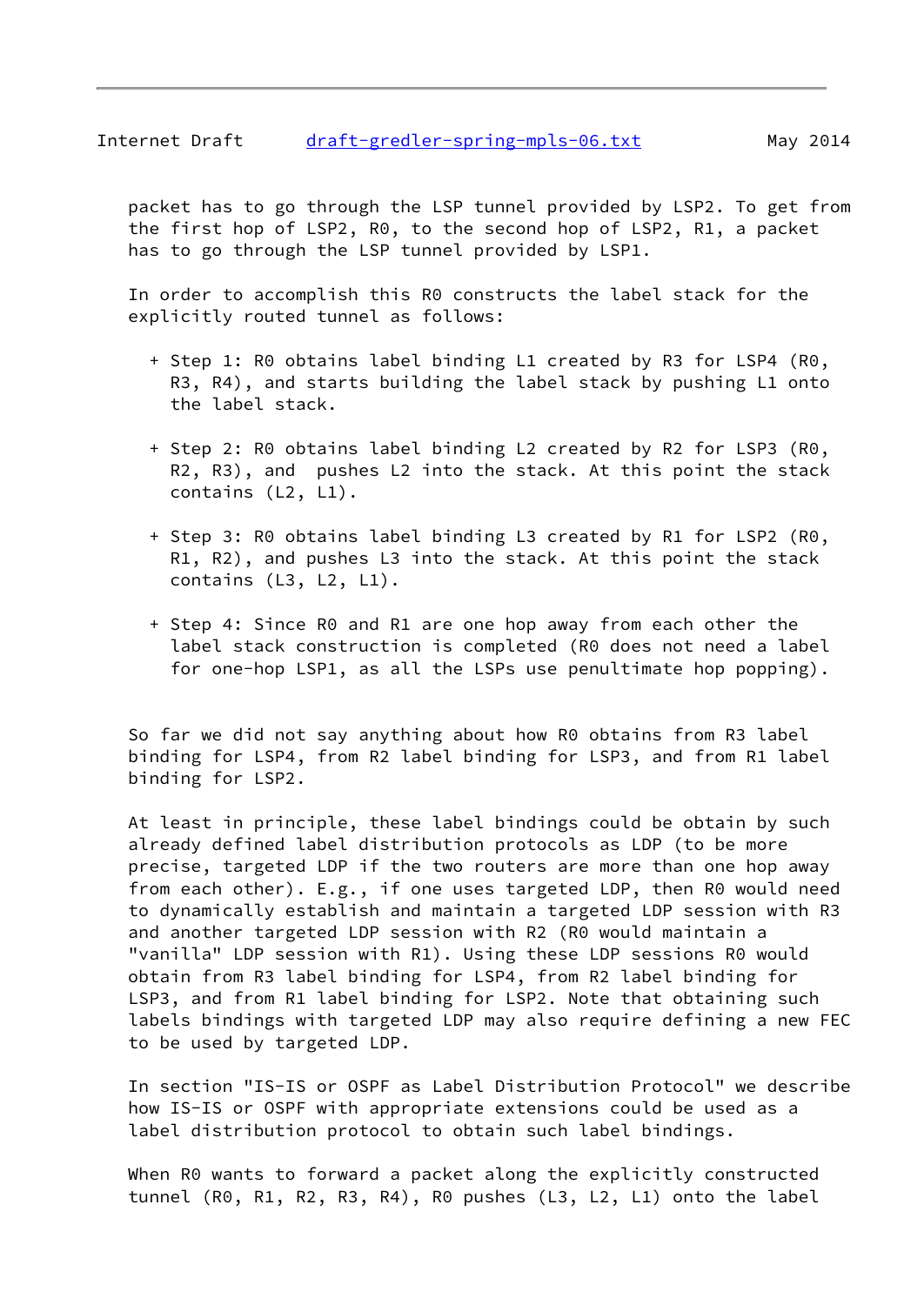packet has to go through the LSP tunnel provided by LSP2. To get from the first hop of LSP2, R0, to the second hop of LSP2, R1, a packet has to go through the LSP tunnel provided by LSP1.

In order to accomplish this R0 constructs the label stack for the explicitly routed tunnel as follows:

+ Step 1: R0 obtains label binding L1 created by R3 for LSP4 (R0, R3, R4), and starts building the label stack by pushing L1 onto the label stack.

+ Step 2: R0 obtains label binding L2 created by R2 for LSP3 (R0, R2, R3), and  pushes L2 into the stack. At this point the stack contains (L2, L1).

+ Step 3: R0 obtains label binding L3 created by R1 for LSP2 (R0, R1, R2), and pushes L3 into the stack. At this point the stack contains (L3, L2, L1).

+ Step 4: Since R0 and R1 are one hop away from each other the label stack construction is completed (R0 does not need a label for one-hop LSP1, as all the LSPs use penultimate hop popping).

So far we did not say anything about how R0 obtains from R3 label binding for LSP4, from R2 label binding for LSP3, and from R1 label binding for LSP2.

At least in principle, these label bindings could be obtain by such already defined label distribution protocols as LDP (to be more precise, targeted LDP if the two routers are more than one hop away from each other). E.g., if one uses targeted LDP, then R0 would need to dynamically establish and maintain a targeted LDP session with R3 and another targeted LDP session with R2 (R0 would maintain a "vanilla" LDP session with R1). Using these LDP sessions R0 would obtain from R3 label binding for LSP4, from R2 label binding for LSP3, and from R1 label binding for LSP2. Note that obtaining such labels bindings with targeted LDP may also require defining a new FEC to be used by targeted LDP.

In section "IS-IS or OSPF as Label Distribution Protocol" we describe how IS-IS or OSPF with appropriate extensions could be used as a label distribution protocol to obtain such label bindings.

When R0 wants to forward a packet along the explicitly constructed tunnel (R0, R1, R2, R3, R4), R0 pushes (L3, L2, L1) onto the label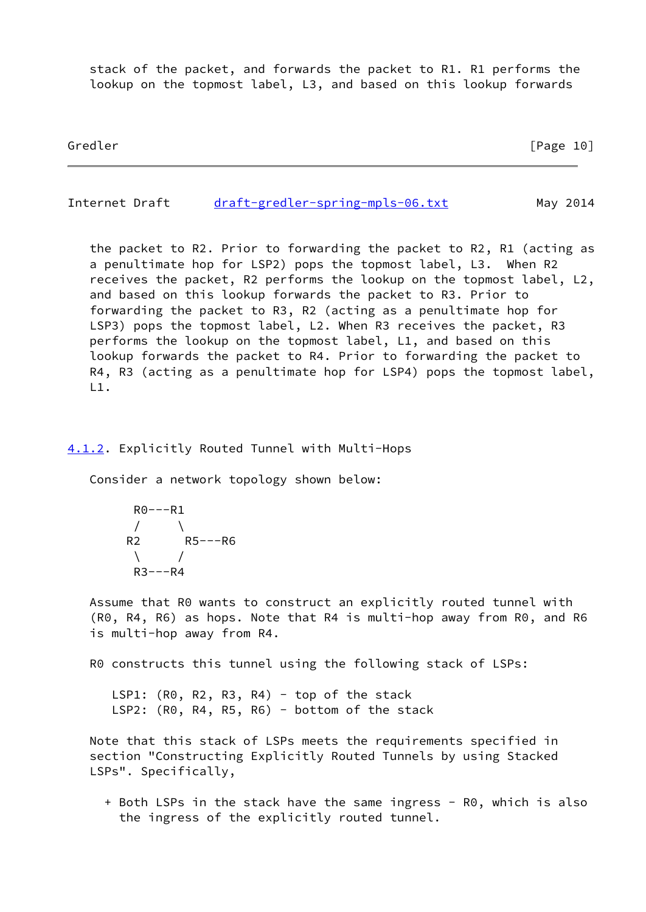stack of the packet, and forwards the packet to R1. R1 performs the lookup on the topmost label, L3, and based on this lookup forwards the packet to R2. Prior to forwarding the packet to R2, R1 (acting as a penultimate hop for LSP2) pops the topmost label, L3. When R2 receives the packet, R2 performs the lookup on the topmost label, L2, and based on this lookup forwards the packet to R3. Prior to forwarding the packet to R3, R2 (acting as a penultimate hop for LSP3) pops the topmost label, L2. When R3 receives the packet, R3 performs the lookup on the topmost label, L1, and based on this lookup forwards the packet to R4. Prior to forwarding the packet to R4, R3 (acting as a penultimate hop for LSP4) pops the topmost label, L1.

### 4.1.2. Explicitly Routed Tunnel with Multi-Hops

Consider a network topology shown below:

```
    R0---R1
   /      \
  R2      R5---R6
   \      /
    R3---R4
```

Assume that R0 wants to construct an explicitly routed tunnel with (R0, R4, R6) as hops. Note that R4 is multi-hop away from R0, and R6 is multi-hop away from R4.

R0 constructs this tunnel using the following stack of LSPs:

```
LSP1: (R0, R2, R3, R4) - top of the stack
LSP2: (R0, R4, R5, R6) - bottom of the stack
```

Note that this stack of LSPs meets the requirements specified in section "Constructing Explicitly Routed Tunnels by using Stacked LSPs". Specifically,

+ Both LSPs in the stack have the same ingress - R0, which is also the ingress of the explicitly routed tunnel.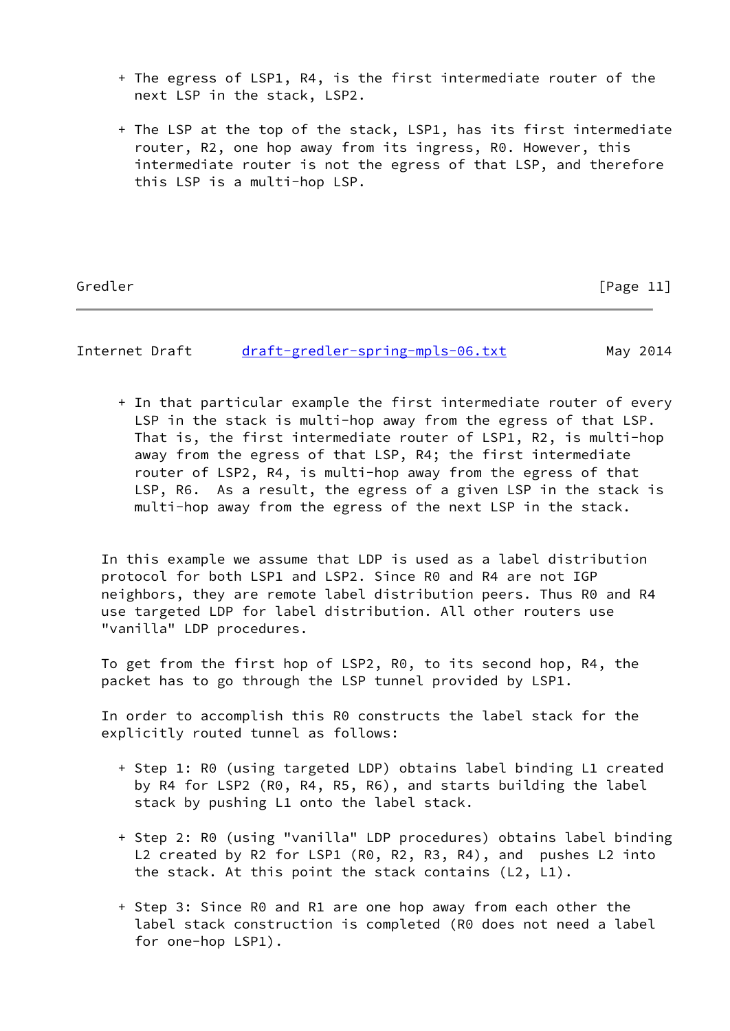+ The egress of LSP1, R4, is the first intermediate router of the next LSP in the stack, LSP2.

+ The LSP at the top of the stack, LSP1, has its first intermediate router, R2, one hop away from its ingress, R0. However, this intermediate router is not the egress of that LSP, and therefore this LSP is a multi-hop LSP.

+ In that particular example the first intermediate router of every LSP in the stack is multi-hop away from the egress of that LSP. That is, the first intermediate router of LSP1, R2, is multi-hop away from the egress of that LSP, R4; the first intermediate router of LSP2, R4, is multi-hop away from the egress of that LSP, R6. As a result, the egress of a given LSP in the stack is multi-hop away from the egress of the next LSP in the stack.

In this example we assume that LDP is used as a label distribution protocol for both LSP1 and LSP2. Since R0 and R4 are not IGP neighbors, they are remote label distribution peers. Thus R0 and R4 use targeted LDP for label distribution. All other routers use "vanilla" LDP procedures.

To get from the first hop of LSP2, R0, to its second hop, R4, the packet has to go through the LSP tunnel provided by LSP1.

In order to accomplish this R0 constructs the label stack for the explicitly routed tunnel as follows:

+ Step 1: R0 (using targeted LDP) obtains label binding L1 created by R4 for LSP2 (R0, R4, R5, R6), and starts building the label stack by pushing L1 onto the label stack.

+ Step 2: R0 (using "vanilla" LDP procedures) obtains label binding L2 created by R2 for LSP1 (R0, R2, R3, R4), and pushes L2 into the stack. At this point the stack contains (L2, L1).

+ Step 3: Since R0 and R1 are one hop away from each other the label stack construction is completed (R0 does not need a label for one-hop LSP1).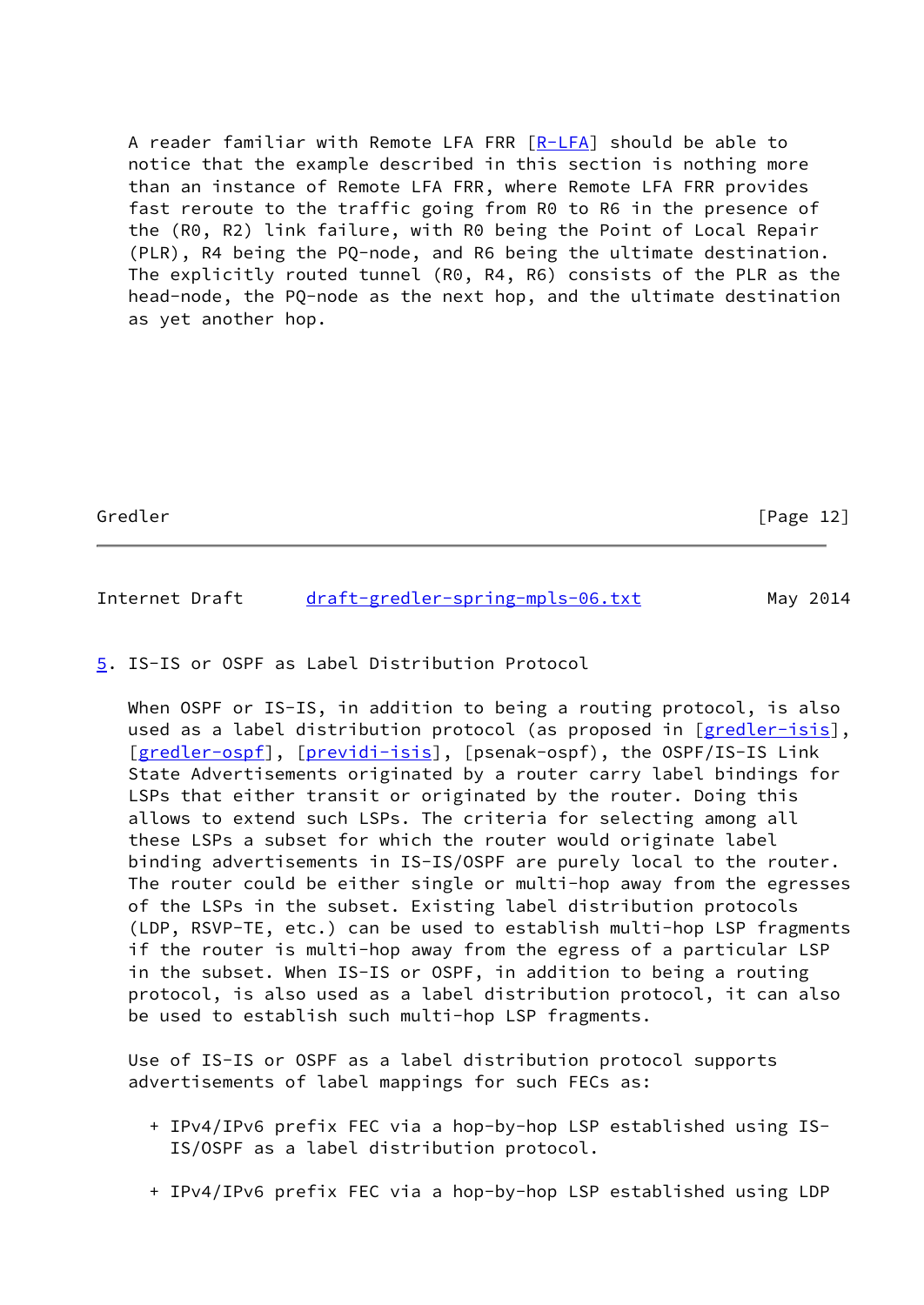A reader familiar with Remote LFA FRR [R-LFA] should be able to notice that the example described in this section is nothing more than an instance of Remote LFA FRR, where Remote LFA FRR provides fast reroute to the traffic going from R0 to R6 in the presence of the (R0, R2) link failure, with R0 being the Point of Local Repair (PLR), R4 being the PQ-node, and R6 being the ultimate destination. The explicitly routed tunnel (R0, R4, R6) consists of the PLR as the head-node, the PQ-node as the next hop, and the ultimate destination as yet another hop.

## 5. IS-IS or OSPF as Label Distribution Protocol

When OSPF or IS-IS, in addition to being a routing protocol, is also used as a label distribution protocol (as proposed in [gredler-isis], [gredler-ospf], [previdi-isis], [psenak-ospf), the OSPF/IS-IS Link State Advertisements originated by a router carry label bindings for LSPs that either transit or originated by the router. Doing this allows to extend such LSPs. The criteria for selecting among all these LSPs a subset for which the router would originate label binding advertisements in IS-IS/OSPF are purely local to the router. The router could be either single or multi-hop away from the egresses of the LSPs in the subset. Existing label distribution protocols (LDP, RSVP-TE, etc.) can be used to establish multi-hop LSP fragments if the router is multi-hop away from the egress of a particular LSP in the subset. When IS-IS or OSPF, in addition to being a routing protocol, is also used as a label distribution protocol, it can also be used to establish such multi-hop LSP fragments.

Use of IS-IS or OSPF as a label distribution protocol supports advertisements of label mappings for such FECs as:

+ IPv4/IPv6 prefix FEC via a hop-by-hop LSP established using IS-IS/OSPF as a label distribution protocol.

+ IPv4/IPv6 prefix FEC via a hop-by-hop LSP established using LDP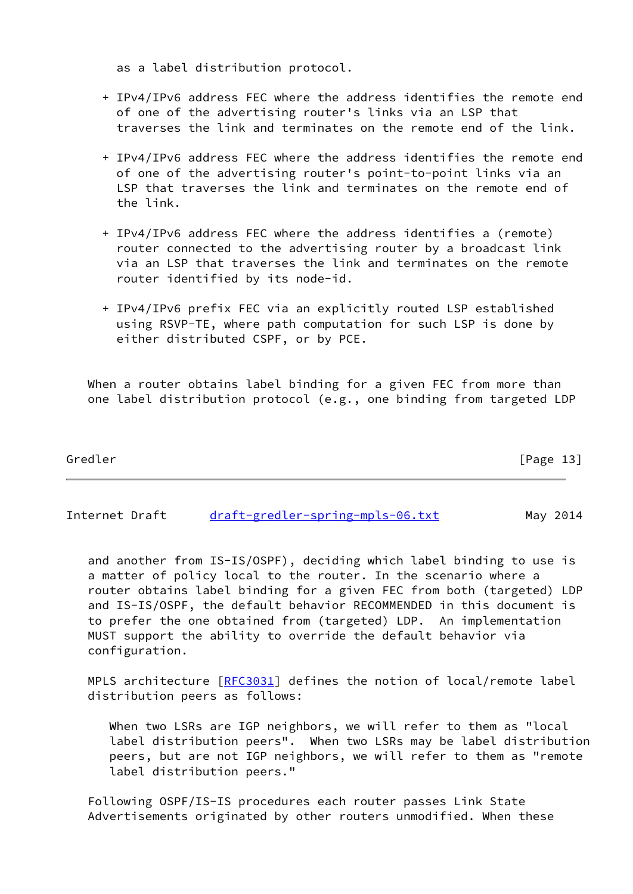as a label distribution protocol.

+ IPv4/IPv6 address FEC where the address identifies the remote end of one of the advertising router's links via an LSP that traverses the link and terminates on the remote end of the link.

+ IPv4/IPv6 address FEC where the address identifies the remote end of one of the advertising router's point-to-point links via an LSP that traverses the link and terminates on the remote end of the link.

+ IPv4/IPv6 address FEC where the address identifies a (remote) router connected to the advertising router by a broadcast link via an LSP that traverses the link and terminates on the remote router identified by its node-id.

+ IPv4/IPv6 prefix FEC via an explicitly routed LSP established using RSVP-TE, where path computation for such LSP is done by either distributed CSPF, or by PCE.

When a router obtains label binding for a given FEC from more than one label distribution protocol (e.g., one binding from targeted LDP and another from IS-IS/OSPF), deciding which label binding to use is a matter of policy local to the router. In the scenario where a router obtains label binding for a given FEC from both (targeted) LDP and IS-IS/OSPF, the default behavior RECOMMENDED in this document is to prefer the one obtained from (targeted) LDP. An implementation MUST support the ability to override the default behavior via configuration.

MPLS architecture [RFC3031] defines the notion of local/remote label distribution peers as follows:

> When two LSRs are IGP neighbors, we will refer to them as "local label distribution peers". When two LSRs may be label distribution peers, but are not IGP neighbors, we will refer to them as "remote label distribution peers."

Following OSPF/IS-IS procedures each router passes Link State Advertisements originated by other routers unmodified. When these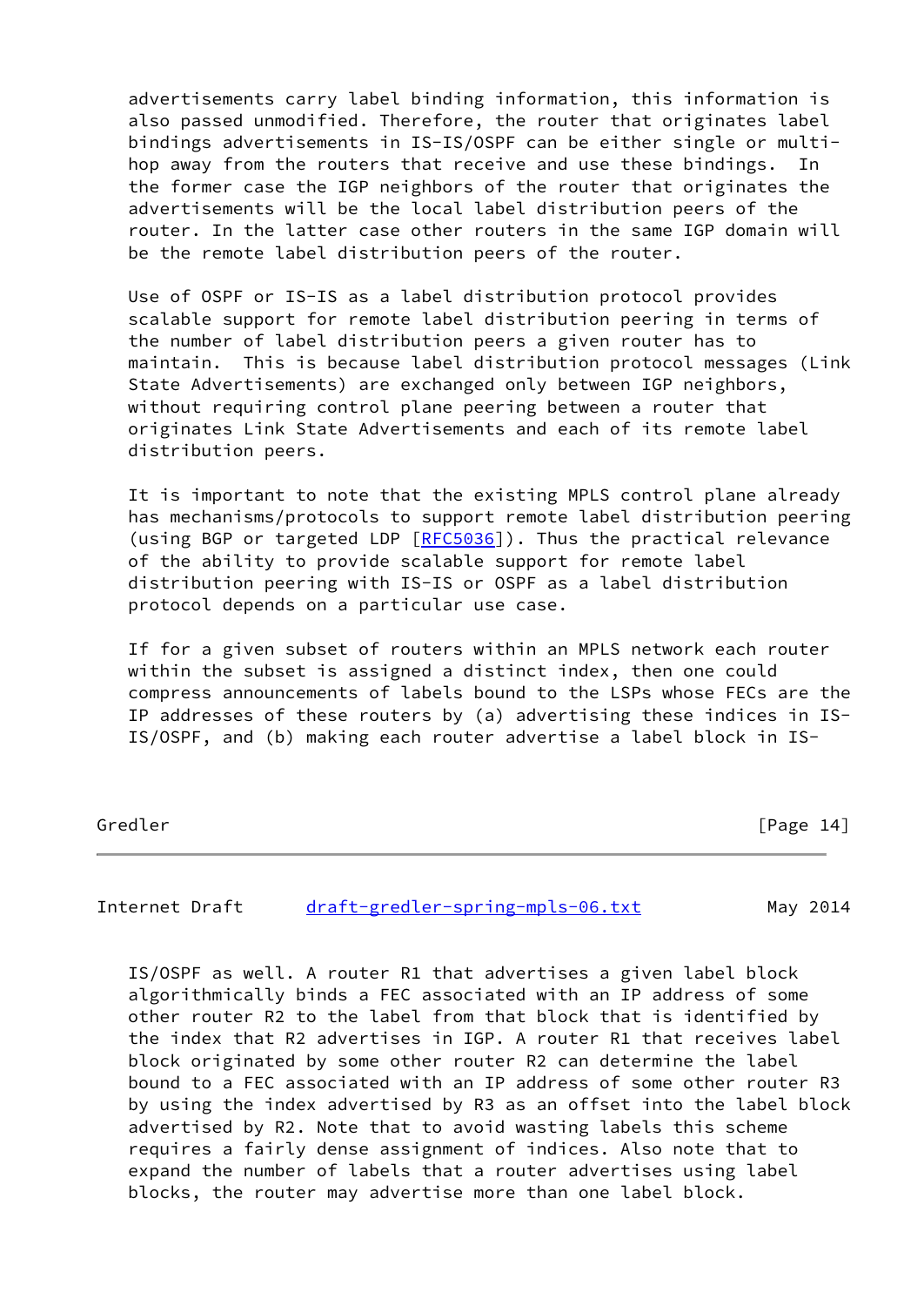advertisements carry label binding information, this information is also passed unmodified. Therefore, the router that originates label bindings advertisements in IS-IS/OSPF can be either single or multi-hop away from the routers that receive and use these bindings. In the former case the IGP neighbors of the router that originates the advertisements will be the local label distribution peers of the router. In the latter case other routers in the same IGP domain will be the remote label distribution peers of the router.

Use of OSPF or IS-IS as a label distribution protocol provides scalable support for remote label distribution peering in terms of the number of label distribution peers a given router has to maintain. This is because label distribution protocol messages (Link State Advertisements) are exchanged only between IGP neighbors, without requiring control plane peering between a router that originates Link State Advertisements and each of its remote label distribution peers.

It is important to note that the existing MPLS control plane already has mechanisms/protocols to support remote label distribution peering (using BGP or targeted LDP [RFC5036]). Thus the practical relevance of the ability to provide scalable support for remote label distribution peering with IS-IS or OSPF as a label distribution protocol depends on a particular use case.

If for a given subset of routers within an MPLS network each router within the subset is assigned a distinct index, then one could compress announcements of labels bound to the LSPs whose FECs are the IP addresses of these routers by (a) advertising these indices in IS-IS/OSPF, and (b) making each router advertise a label block in IS-IS/OSPF as well. A router R1 that advertises a given label block algorithmically binds a FEC associated with an IP address of some other router R2 to the label from that block that is identified by the index that R2 advertises in IGP. A router R1 that receives label block originated by some other router R2 can determine the label bound to a FEC associated with an IP address of some other router R3 by using the index advertised by R3 as an offset into the label block advertised by R2. Note that to avoid wasting labels this scheme requires a fairly dense assignment of indices. Also note that to expand the number of labels that a router advertises using label blocks, the router may advertise more than one label block.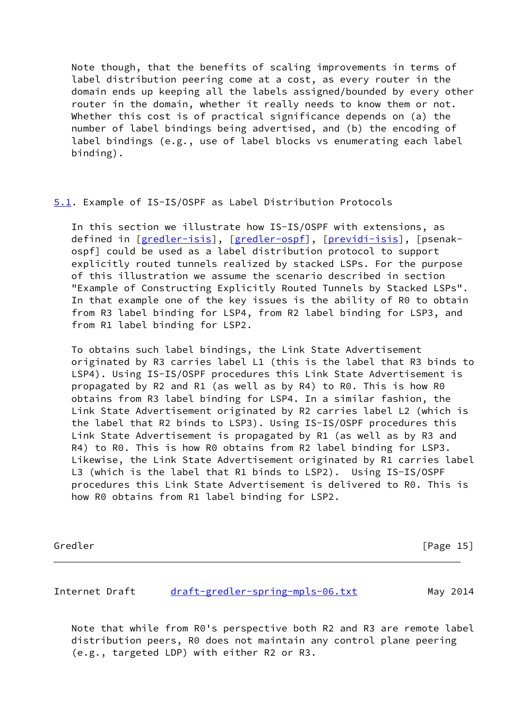Note though, that the benefits of scaling improvements in terms of label distribution peering come at a cost, as every router in the domain ends up keeping all the labels assigned/bounded by every other router in the domain, whether it really needs to know them or not. Whether this cost is of practical significance depends on (a) the number of label bindings being advertised, and (b) the encoding of label bindings (e.g., use of label blocks vs enumerating each label binding).

### 5.1. Example of IS-IS/OSPF as Label Distribution Protocols

In this section we illustrate how IS-IS/OSPF with extensions, as defined in [gredler-isis], [gredler-ospf], [previdi-isis], [psenak-ospf] could be used as a label distribution protocol to support explicitly routed tunnels realized by stacked LSPs. For the purpose of this illustration we assume the scenario described in section "Example of Constructing Explicitly Routed Tunnels by Stacked LSPs". In that example one of the key issues is the ability of R0 to obtain from R3 label binding for LSP4, from R2 label binding for LSP3, and from R1 label binding for LSP2.

To obtains such label bindings, the Link State Advertisement originated by R3 carries label L1 (this is the label that R3 binds to LSP4). Using IS-IS/OSPF procedures this Link State Advertisement is propagated by R2 and R1 (as well as by R4) to R0. This is how R0 obtains from R3 label binding for LSP4. In a similar fashion, the Link State Advertisement originated by R2 carries label L2 (which is the label that R2 binds to LSP3). Using IS-IS/OSPF procedures this Link State Advertisement is propagated by R1 (as well as by R3 and R4) to R0. This is how R0 obtains from R2 label binding for LSP3. Likewise, the Link State Advertisement originated by R1 carries label L3 (which is the label that R1 binds to LSP2). Using IS-IS/OSPF procedures this Link State Advertisement is delivered to R0. This is how R0 obtains from R1 label binding for LSP2.

Note that while from R0's perspective both R2 and R3 are remote label distribution peers, R0 does not maintain any control plane peering (e.g., targeted LDP) with either R2 or R3.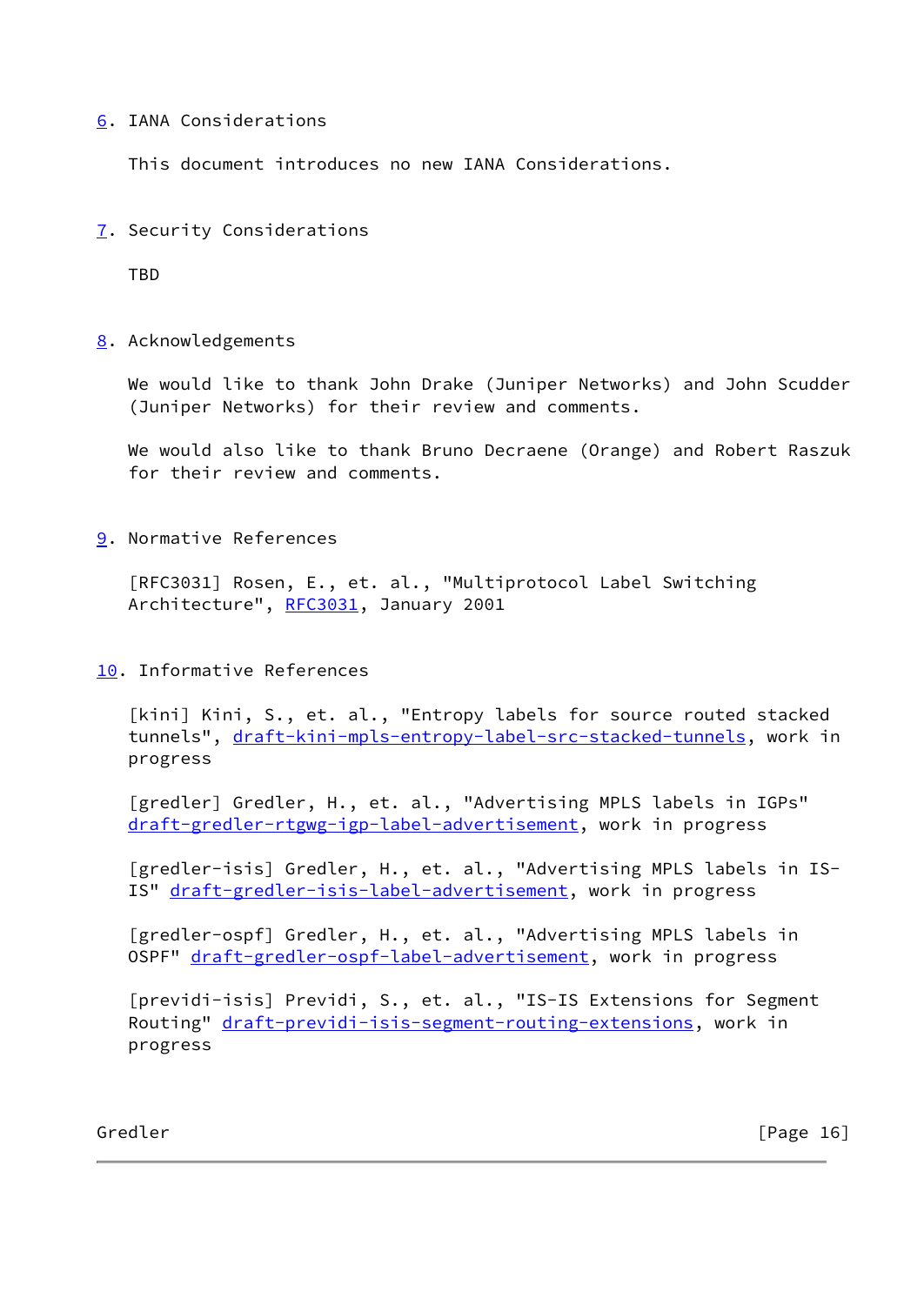## 6. IANA Considerations

This document introduces no new IANA Considerations.

## 7. Security Considerations

TBD

## 8. Acknowledgements

We would like to thank John Drake (Juniper Networks) and John Scudder (Juniper Networks) for their review and comments.

We would also like to thank Bruno Decraene (Orange) and Robert Raszuk for their review and comments.

## 9. Normative References

[RFC3031] Rosen, E., et. al., "Multiprotocol Label Switching Architecture", RFC3031, January 2001

## 10. Informative References

[kini] Kini, S., et. al., "Entropy labels for source routed stacked tunnels", draft-kini-mpls-entropy-label-src-stacked-tunnels, work in progress

[gredler] Gredler, H., et. al., "Advertising MPLS labels in IGPs" draft-gredler-rtgwg-igp-label-advertisement, work in progress

[gredler-isis] Gredler, H., et. al., "Advertising MPLS labels in IS-IS" draft-gredler-isis-label-advertisement, work in progress

[gredler-ospf] Gredler, H., et. al., "Advertising MPLS labels in OSPF" draft-gredler-ospf-label-advertisement, work in progress

[previdi-isis] Previdi, S., et. al., "IS-IS Extensions for Segment Routing" draft-previdi-isis-segment-routing-extensions, work in progress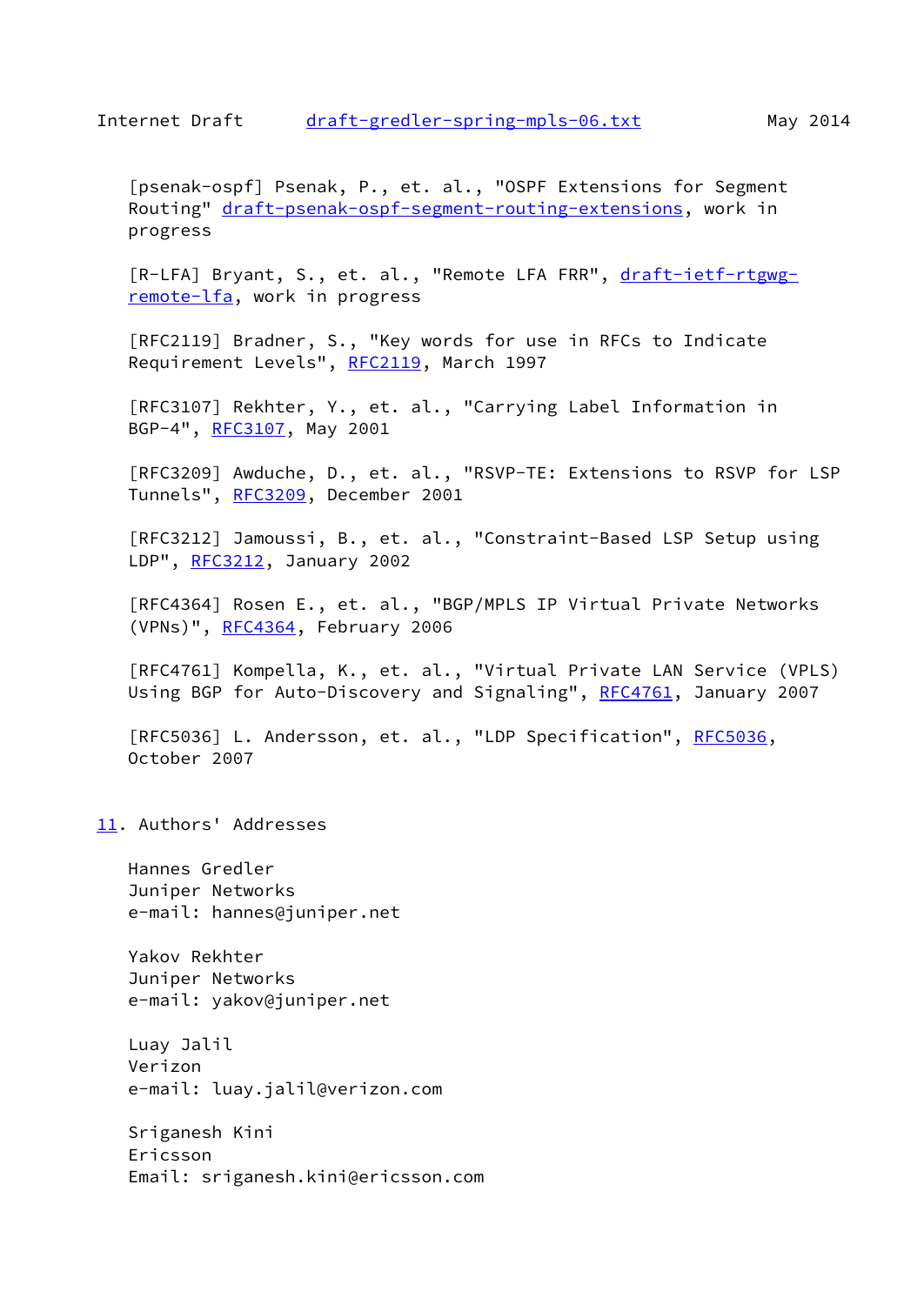[psenak-ospf] Psenak, P., et. al., "OSPF Extensions for Segment Routing" draft-psenak-ospf-segment-routing-extensions, work in progress

[R-LFA] Bryant, S., et. al., "Remote LFA FRR", draft-ietf-rtgwg-remote-lfa, work in progress

[RFC2119] Bradner, S., "Key words for use in RFCs to Indicate Requirement Levels", RFC2119, March 1997

[RFC3107] Rekhter, Y., et. al., "Carrying Label Information in BGP-4", RFC3107, May 2001

[RFC3209] Awduche, D., et. al., "RSVP-TE: Extensions to RSVP for LSP Tunnels", RFC3209, December 2001

[RFC3212] Jamoussi, B., et. al., "Constraint-Based LSP Setup using LDP", RFC3212, January 2002

[RFC4364] Rosen E., et. al., "BGP/MPLS IP Virtual Private Networks (VPNs)", RFC4364, February 2006

[RFC4761] Kompella, K., et. al., "Virtual Private LAN Service (VPLS) Using BGP for Auto-Discovery and Signaling", RFC4761, January 2007

[RFC5036] L. Andersson, et. al., "LDP Specification", RFC5036, October 2007

## 11. Authors' Addresses

Hannes Gredler
Juniper Networks
e-mail: hannes@juniper.net

Yakov Rekhter
Juniper Networks
e-mail: yakov@juniper.net

Luay Jalil
Verizon
e-mail: luay.jalil@verizon.com

Sriganesh Kini
Ericsson
Email: sriganesh.kini@ericsson.com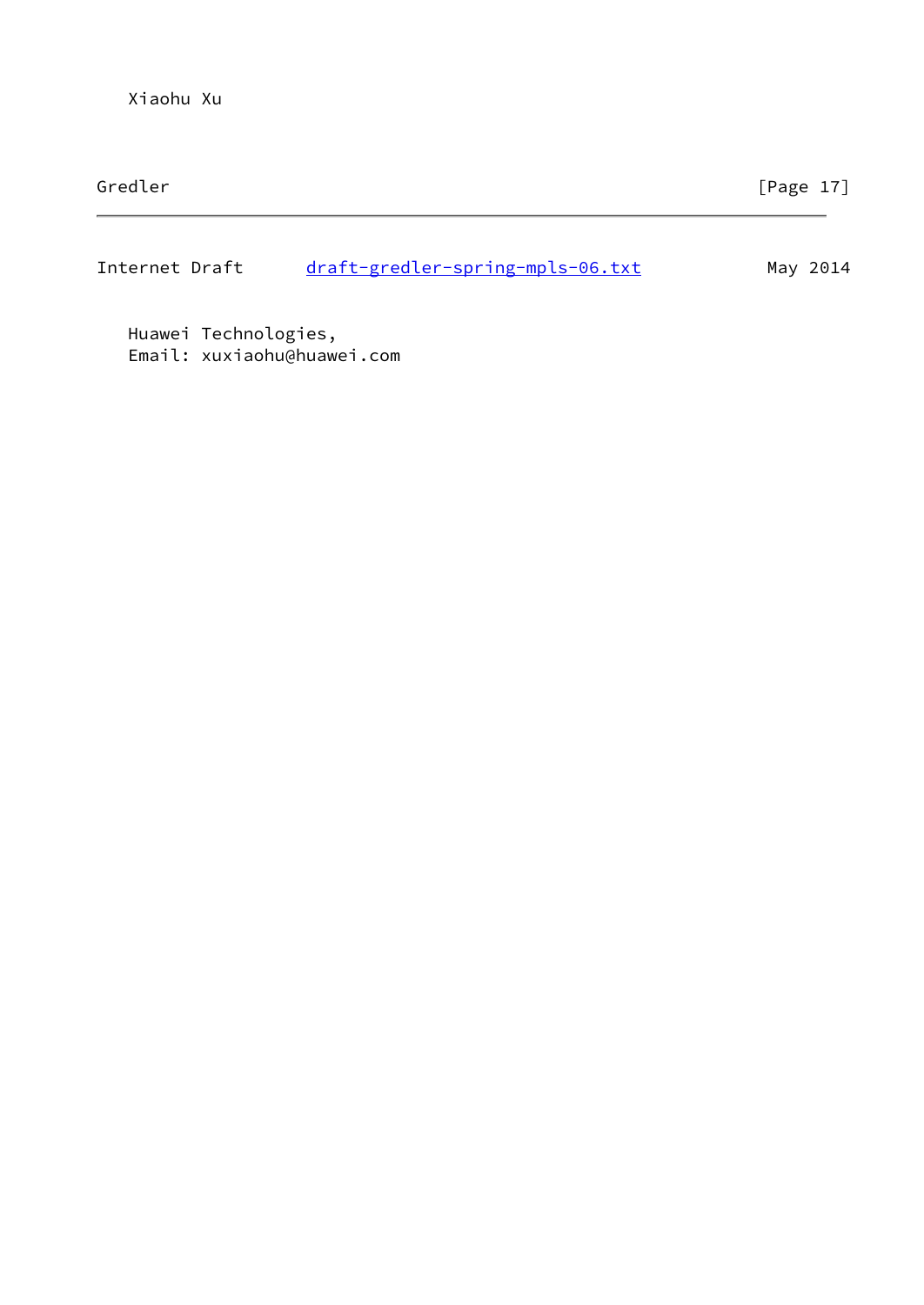Xiaohu Xu

Huawei Technologies,
Email: xuxiaohu@huawei.com